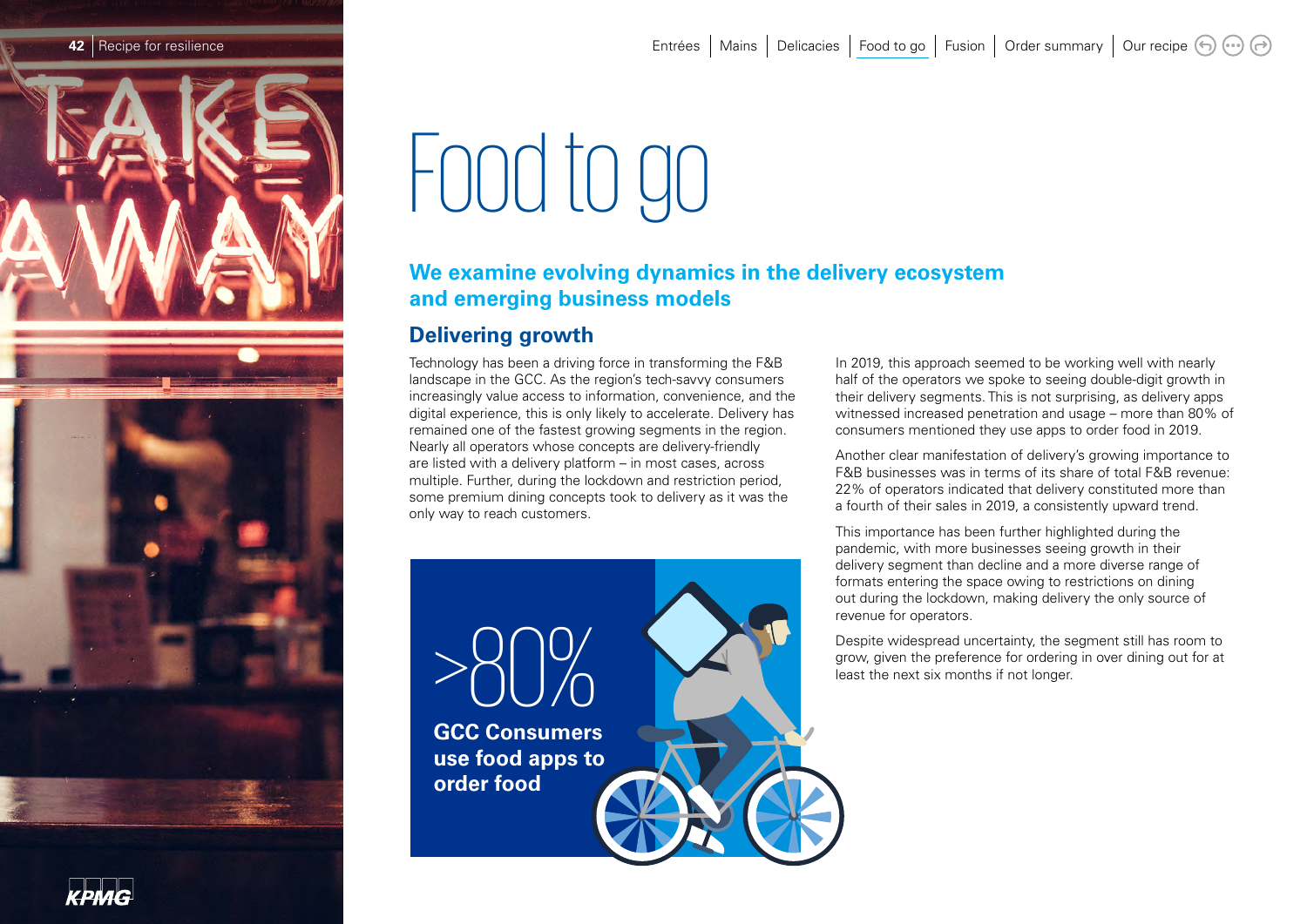# Food to go

## We examine evolving dynamics in the delivery ecosystem and emerging business models

### Delivering growth

Technology has been a driving force in transforming the F&B landscape in the GCC. As the region's tech-savvy consumers increasingly value access to information, convenience, and the digital experience, this is only likely to accelerate. Delivery has remained one of the fastest growing segments in the region. Nearly all operators whose concepts are delivery-friendly are listed with a delivery platform – in most cases, across multiple. Further, during the lockdown and restriction period, some premium dining concepts took to delivery as it was the only way to reach customers.

>80%

**GCC Consumers use food apps to order food**

In 2019, this approach seemed to be working well with nearly half of the operators we spoke to seeing double-digit growth in their delivery segments. This is not surprising, as delivery apps witnessed increased penetration and usage – more than 80% of consumers mentioned they use apps to order food in 2019.

Another clear manifestation of delivery's growing importance to F&B businesses was in terms of its share of total F&B revenue: 22% of operators indicated that delivery constituted more than a fourth of their sales in 2019, a consistently upward trend.

This importance has been further highlighted during the pandemic, with more businesses seeing growth in their delivery segment than decline and a more diverse range of formats entering the space owing to restrictions on dining out during the lockdown, making delivery the only source of revenue for operators.

Despite widespread uncertainty, the segment still has room to grow, given the preference for ordering in over dining out for at least the next six months if not longer.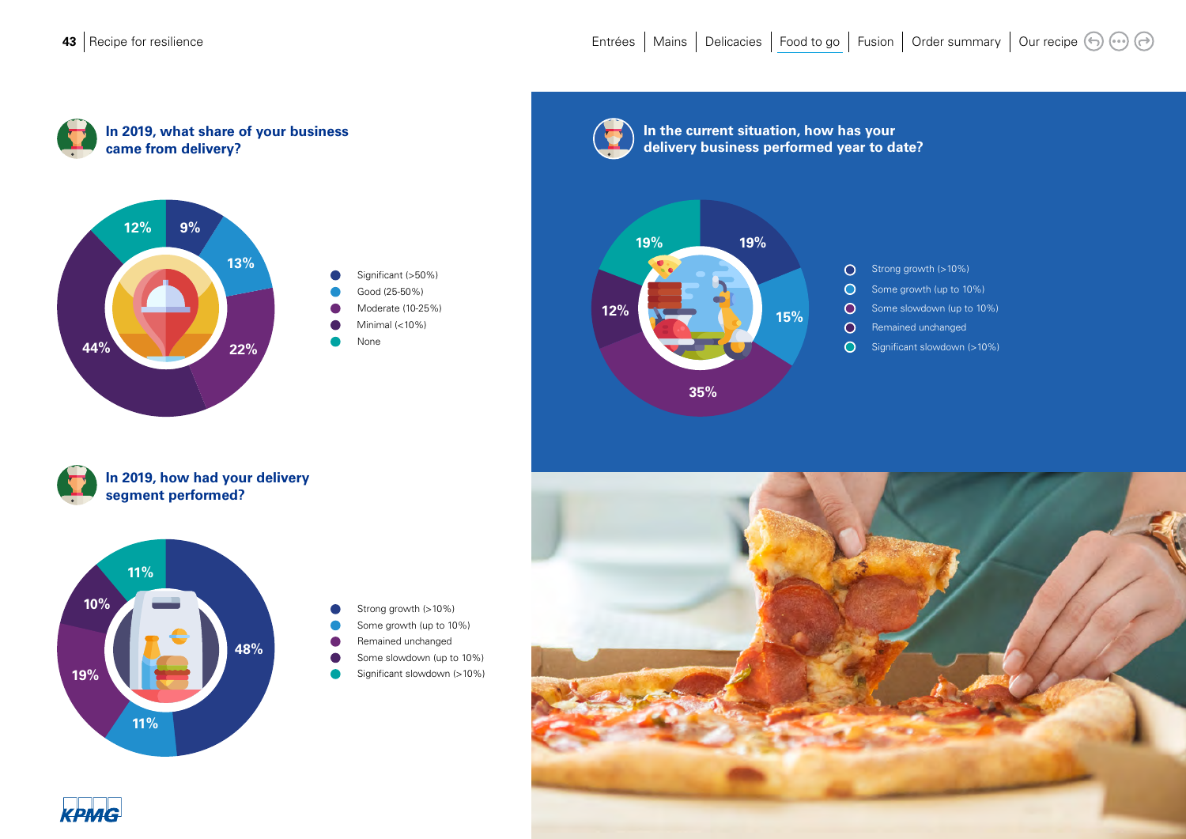## In 2019, what share of your business came from delivery?

| Share of business from delivery | % |
| --- | --- |
| Significant (>50%) | 9% |
| Good (25-50%) | 13% |
| Moderate (10-25%) | 22% |
| Minimal (<10%) | 44% |
| None | 12% |

## In 2019, how had your delivery segment performed?

| Performance | % |
| --- | --- |
| Strong growth (>10%) | 48% |
| Some growth (up to 10%) | 11% |
| Remained unchanged | 19% |
| Some slowdown (up to 10%) | 10% |
| Significant slowdown (>10%) | 11% |

## In the current situation, how has your delivery business performed year to date?

| Performance | % |
| --- | --- |
| Strong growth (>10%) | 19% |
| Some growth (up to 10%) | 15% |
| Some slowdown (up to 10%) | 35% |
| Remained unchanged | 12% |
| Significant slowdown (>10%) | 19% |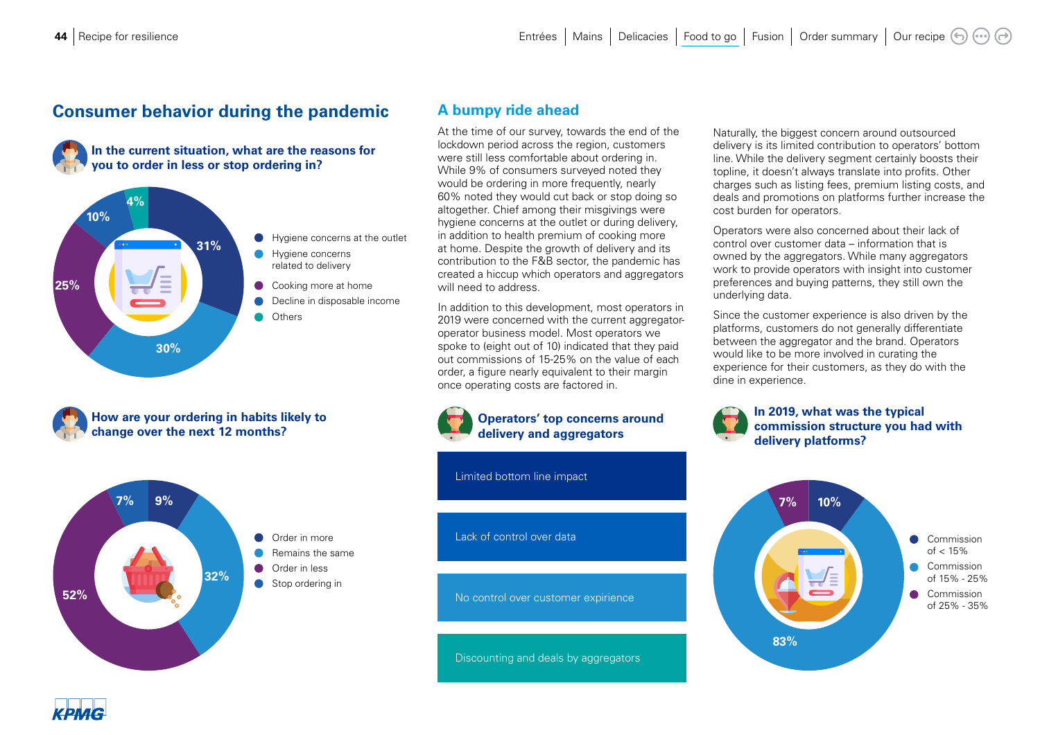## Consumer behavior during the pandemic

### In the current situation, what are the reasons for you to order in less or stop ordering in?

| Reason | Share |
|---|---|
| Hygiene concerns at the outlet | 31% |
| Hygiene concerns related to delivery | 30% |
| Cooking more at home | 25% |
| Decline in disposable income | 10% |
| Others | 4% |

### How are your ordering in habits likely to change over the next 12 months?

| Change | Share |
|---|---|
| Order in more | 9% |
| Remains the same | 32% |
| Order in less | 52% |
| Stop ordering in | 7% |

## A bumpy ride ahead

At the time of our survey, towards the end of the lockdown period across the region, customers were still less comfortable about ordering in. While 9% of consumers surveyed noted they would be ordering in more frequently, nearly 60% noted they would cut back or stop doing so altogether. Chief among their misgivings were hygiene concerns at the outlet or during delivery, in addition to health premium of cooking more at home. Despite the growth of delivery and its contribution to the F&B sector, the pandemic has created a hiccup which operators and aggregators will need to address.

In addition to this development, most operators in 2019 were concerned with the current aggregator-operator business model. Most operators we spoke to (eight out of 10) indicated that they paid out commissions of 15-25% on the value of each order, a figure nearly equivalent to their margin once operating costs are factored in.

Naturally, the biggest concern around outsourced delivery is its limited contribution to operators' bottom line. While the delivery segment certainly boosts their topline, it doesn't always translate into profits. Other charges such as listing fees, premium listing costs, and deals and promotions on platforms further increase the cost burden for operators.

Operators were also concerned about their lack of control over customer data – information that is owned by the aggregators. While many aggregators work to provide operators with insight into customer preferences and buying patterns, they still own the underlying data.

Since the customer experience is also driven by the platforms, customers do not generally differentiate between the aggregator and the brand. Operators would like to be more involved in curating the experience for their customers, as they do with the dine in experience.

### Operators' top concerns around delivery and aggregators

- Limited bottom line impact
- Lack of control over data
- No control over customer expirience
- Discounting and deals by aggregators

### In 2019, what was the typical commission structure you had with delivery platforms?

| Commission structure | Share |
|---|---|
| Commission of < 15% | 10% |
| Commission of 15% - 25% | 83% |
| Commission of 25% - 35% | 7% |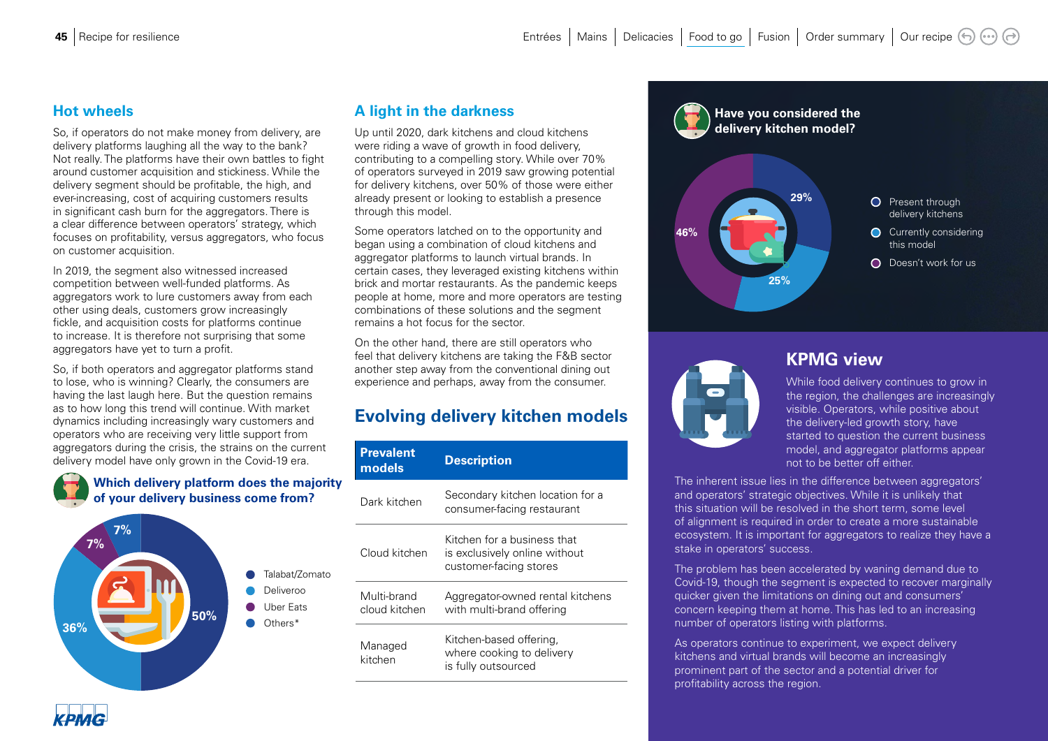## Hot wheels

So, if operators do not make money from delivery, are delivery platforms laughing all the way to the bank? Not really. The platforms have their own battles to fight around customer acquisition and stickiness. While the delivery segment should be profitable, the high, and ever-increasing, cost of acquiring customers results in significant cash burn for the aggregators. There is a clear difference between operators' strategy, which focuses on profitability, versus aggregators, who focus on customer acquisition.

In 2019, the segment also witnessed increased competition between well-funded platforms. As aggregators work to lure customers away from each other using deals, customers grow increasingly fickle, and acquisition costs for platforms continue to increase. It is therefore not surprising that some aggregators have yet to turn a profit.

So, if both operators and aggregator platforms stand to lose, who is winning? Clearly, the consumers are having the last laugh here. But the question remains as to how long this trend will continue. With market dynamics including increasingly wary customers and operators who are receiving very little support from aggregators during the crisis, the strains on the current delivery model have only grown in the Covid-19 era.

### Which delivery platform does the majority of your delivery business come from?

7%
7%
36%
50%

Talabat/Zomato
Deliveroo
Uber Eats
Others*

## A light in the darkness

Up until 2020, dark kitchens and cloud kitchens were riding a wave of growth in food delivery, contributing to a compelling story. While over 70% of operators surveyed in 2019 saw growing potential for delivery kitchens, over 50% of those were either already present or looking to establish a presence through this model.

Some operators latched on to the opportunity and began using a combination of cloud kitchens and aggregator platforms to launch virtual brands. In certain cases, they leveraged existing kitchens within brick and mortar restaurants. As the pandemic keeps people at home, more and more operators are testing combinations of these solutions and the segment remains a hot focus for the sector.

On the other hand, there are still operators who feel that delivery kitchens are taking the F&B sector another step away from the conventional dining out experience and perhaps, away from the consumer.

## Evolving delivery kitchen models

| Prevalent models | Description |
|---|---|
| Dark kitchen | Secondary kitchen location for a consumer-facing restaurant |
| Cloud kitchen | Kitchen for a business that is exclusively online without customer-facing stores |
| Multi-brand cloud kitchen | Aggregator-owned rental kitchens with multi-brand offering |
| Managed kitchen | Kitchen-based offering, where cooking to delivery is fully outsourced |

### Have you considered the delivery kitchen model?

29%
46%
25%

Present through delivery kitchens
Currently considering this model
Doesn't work for us

## KPMG view

While food delivery continues to grow in the region, the challenges are increasingly visible. Operators, while positive about the delivery-led growth story, have started to question the current business model, and aggregator platforms appear not to be better off either.

The inherent issue lies in the difference between aggregators' and operators' strategic objectives. While it is unlikely that this situation will be resolved in the short term, some level of alignment is required in order to create a more sustainable ecosystem. It is important for aggregators to realize they have a stake in operators' success.

The problem has been accelerated by waning demand due to Covid-19, though the segment is expected to recover marginally quicker given the limitations on dining out and consumers' concern keeping them at home. This has led to an increasing number of operators listing with platforms.

As operators continue to experiment, we expect delivery kitchens and virtual brands will become an increasingly prominent part of the sector and a potential driver for profitability across the region.